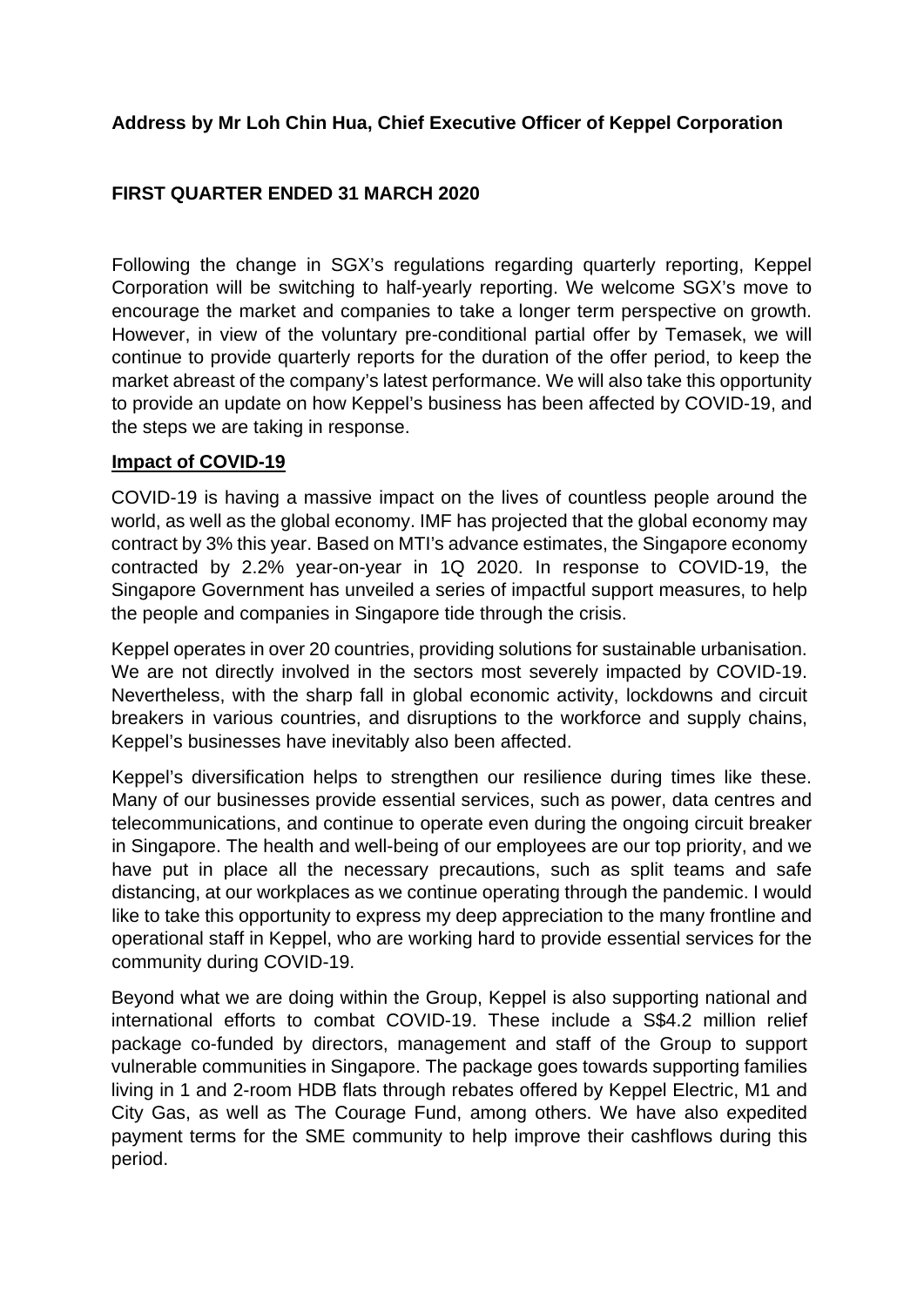**Address by Mr Loh Chin Hua, Chief Executive Officer of Keppel Corporation**

**FIRST QUARTER ENDED 31 MARCH 2020**

Following the change in SGX's regulations regarding quarterly reporting, Keppel Corporation will be switching to half-yearly reporting. We welcome SGX's move to encourage the market and companies to take a longer term perspective on growth. However, in view of the voluntary pre-conditional partial offer by Temasek, we will continue to provide quarterly reports for the duration of the offer period, to keep the market abreast of the company's latest performance. We will also take this opportunity to provide an update on how Keppel's business has been affected by COVID-19, and the steps we are taking in response.

**Impact of COVID-19**

COVID-19 is having a massive impact on the lives of countless people around the world, as well as the global economy. IMF has projected that the global economy may contract by 3% this year. Based on MTI's advance estimates, the Singapore economy contracted by 2.2% year-on-year in 1Q 2020. In response to COVID-19, the Singapore Government has unveiled a series of impactful support measures, to help the people and companies in Singapore tide through the crisis.

Keppel operates in over 20 countries, providing solutions for sustainable urbanisation. We are not directly involved in the sectors most severely impacted by COVID-19. Nevertheless, with the sharp fall in global economic activity, lockdowns and circuit breakers in various countries, and disruptions to the workforce and supply chains, Keppel's businesses have inevitably also been affected.

Keppel's diversification helps to strengthen our resilience during times like these. Many of our businesses provide essential services, such as power, data centres and telecommunications, and continue to operate even during the ongoing circuit breaker in Singapore. The health and well-being of our employees are our top priority, and we have put in place all the necessary precautions, such as split teams and safe distancing, at our workplaces as we continue operating through the pandemic. I would like to take this opportunity to express my deep appreciation to the many frontline and operational staff in Keppel, who are working hard to provide essential services for the community during COVID-19.

Beyond what we are doing within the Group, Keppel is also supporting national and international efforts to combat COVID-19. These include a S$4.2 million relief package co-funded by directors, management and staff of the Group to support vulnerable communities in Singapore. The package goes towards supporting families living in 1 and 2-room HDB flats through rebates offered by Keppel Electric, M1 and City Gas, as well as The Courage Fund, among others. We have also expedited payment terms for the SME community to help improve their cashflows during this period.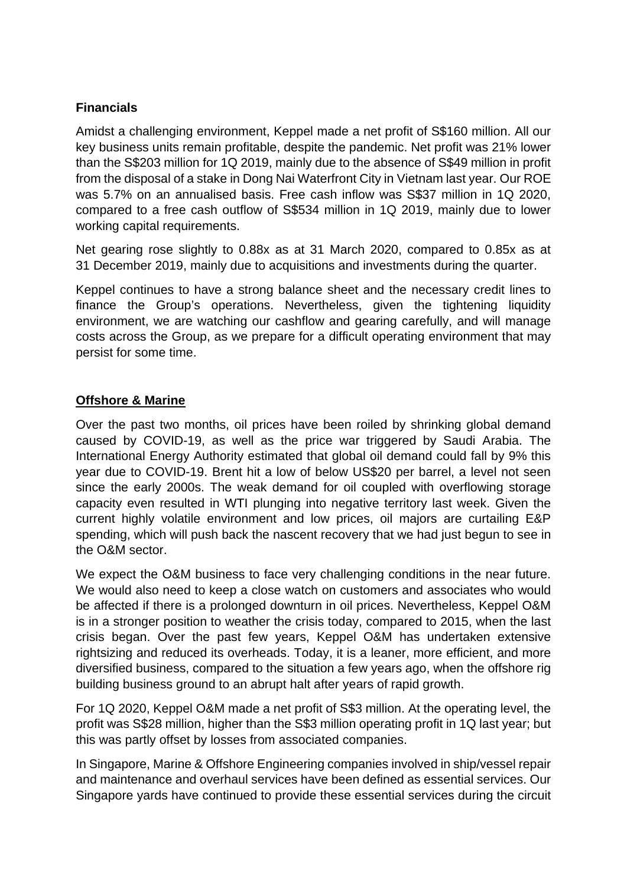**Financials**

Amidst a challenging environment, Keppel made a net profit of S$160 million. All our key business units remain profitable, despite the pandemic. Net profit was 21% lower than the S$203 million for 1Q 2019, mainly due to the absence of S$49 million in profit from the disposal of a stake in Dong Nai Waterfront City in Vietnam last year. Our ROE was 5.7% on an annualised basis. Free cash inflow was S$37 million in 1Q 2020, compared to a free cash outflow of S$534 million in 1Q 2019, mainly due to lower working capital requirements.

Net gearing rose slightly to 0.88x as at 31 March 2020, compared to 0.85x as at 31 December 2019, mainly due to acquisitions and investments during the quarter.

Keppel continues to have a strong balance sheet and the necessary credit lines to finance the Group's operations. Nevertheless, given the tightening liquidity environment, we are watching our cashflow and gearing carefully, and will manage costs across the Group, as we prepare for a difficult operating environment that may persist for some time.

**Offshore & Marine**

Over the past two months, oil prices have been roiled by shrinking global demand caused by COVID-19, as well as the price war triggered by Saudi Arabia. The International Energy Authority estimated that global oil demand could fall by 9% this year due to COVID-19. Brent hit a low of below US$20 per barrel, a level not seen since the early 2000s. The weak demand for oil coupled with overflowing storage capacity even resulted in WTI plunging into negative territory last week. Given the current highly volatile environment and low prices, oil majors are curtailing E&P spending, which will push back the nascent recovery that we had just begun to see in the O&M sector.

We expect the O&M business to face very challenging conditions in the near future. We would also need to keep a close watch on customers and associates who would be affected if there is a prolonged downturn in oil prices. Nevertheless, Keppel O&M is in a stronger position to weather the crisis today, compared to 2015, when the last crisis began. Over the past few years, Keppel O&M has undertaken extensive rightsizing and reduced its overheads. Today, it is a leaner, more efficient, and more diversified business, compared to the situation a few years ago, when the offshore rig building business ground to an abrupt halt after years of rapid growth.

For 1Q 2020, Keppel O&M made a net profit of S$3 million. At the operating level, the profit was S$28 million, higher than the S$3 million operating profit in 1Q last year; but this was partly offset by losses from associated companies.

In Singapore, Marine & Offshore Engineering companies involved in ship/vessel repair and maintenance and overhaul services have been defined as essential services. Our Singapore yards have continued to provide these essential services during the circuit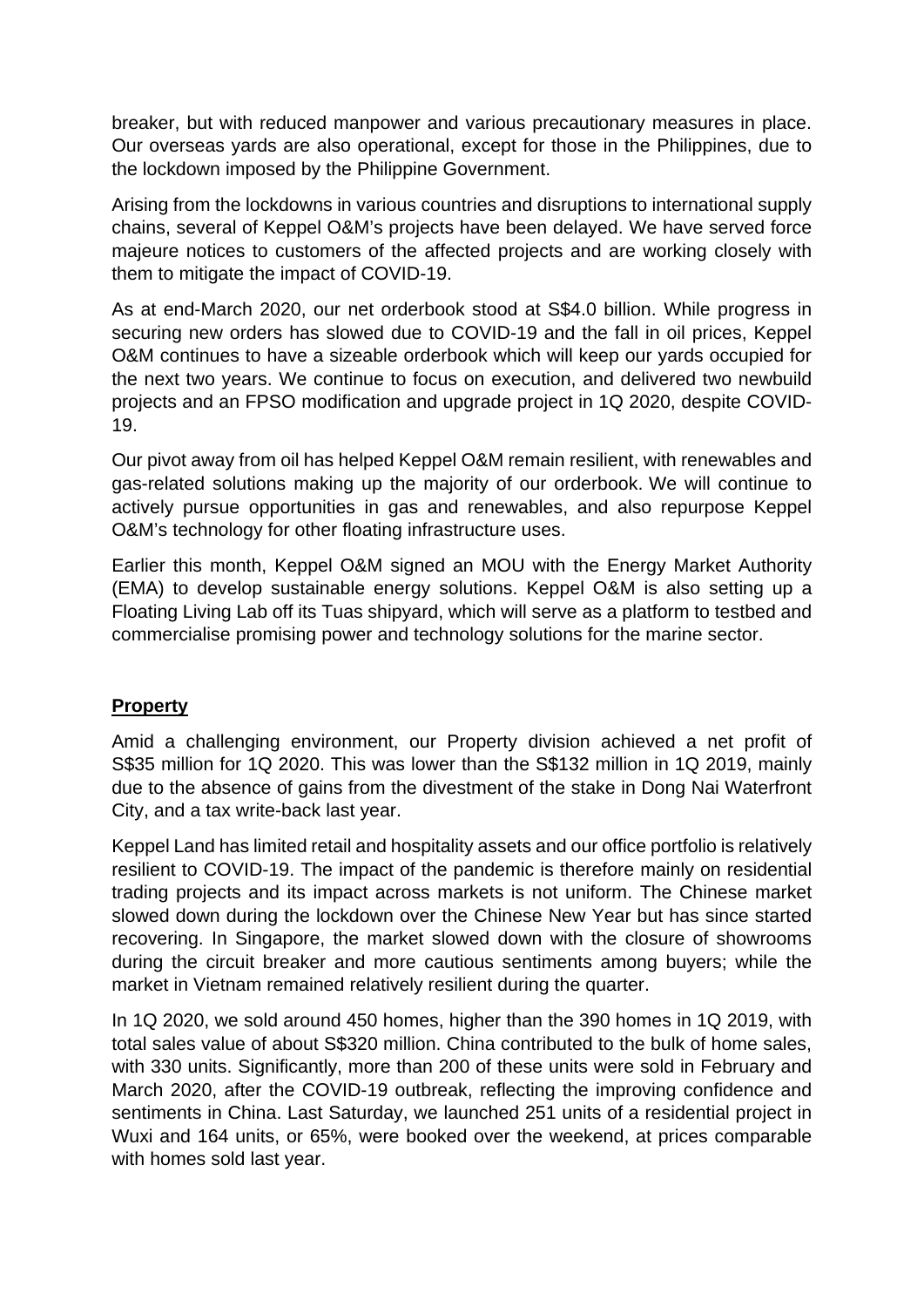breaker, but with reduced manpower and various precautionary measures in place. Our overseas yards are also operational, except for those in the Philippines, due to the lockdown imposed by the Philippine Government.

Arising from the lockdowns in various countries and disruptions to international supply chains, several of Keppel O&M's projects have been delayed. We have served force majeure notices to customers of the affected projects and are working closely with them to mitigate the impact of COVID-19.

As at end-March 2020, our net orderbook stood at S$4.0 billion. While progress in securing new orders has slowed due to COVID-19 and the fall in oil prices, Keppel O&M continues to have a sizeable orderbook which will keep our yards occupied for the next two years. We continue to focus on execution, and delivered two newbuild projects and an FPSO modification and upgrade project in 1Q 2020, despite COVID-19.

Our pivot away from oil has helped Keppel O&M remain resilient, with renewables and gas-related solutions making up the majority of our orderbook. We will continue to actively pursue opportunities in gas and renewables, and also repurpose Keppel O&M's technology for other floating infrastructure uses.

Earlier this month, Keppel O&M signed an MOU with the Energy Market Authority (EMA) to develop sustainable energy solutions. Keppel O&M is also setting up a Floating Living Lab off its Tuas shipyard, which will serve as a platform to testbed and commercialise promising power and technology solutions for the marine sector.

## Property

Amid a challenging environment, our Property division achieved a net profit of S$35 million for 1Q 2020. This was lower than the S$132 million in 1Q 2019, mainly due to the absence of gains from the divestment of the stake in Dong Nai Waterfront City, and a tax write-back last year.

Keppel Land has limited retail and hospitality assets and our office portfolio is relatively resilient to COVID-19. The impact of the pandemic is therefore mainly on residential trading projects and its impact across markets is not uniform. The Chinese market slowed down during the lockdown over the Chinese New Year but has since started recovering. In Singapore, the market slowed down with the closure of showrooms during the circuit breaker and more cautious sentiments among buyers; while the market in Vietnam remained relatively resilient during the quarter.

In 1Q 2020, we sold around 450 homes, higher than the 390 homes in 1Q 2019, with total sales value of about S$320 million. China contributed to the bulk of home sales, with 330 units. Significantly, more than 200 of these units were sold in February and March 2020, after the COVID-19 outbreak, reflecting the improving confidence and sentiments in China. Last Saturday, we launched 251 units of a residential project in Wuxi and 164 units, or 65%, were booked over the weekend, at prices comparable with homes sold last year.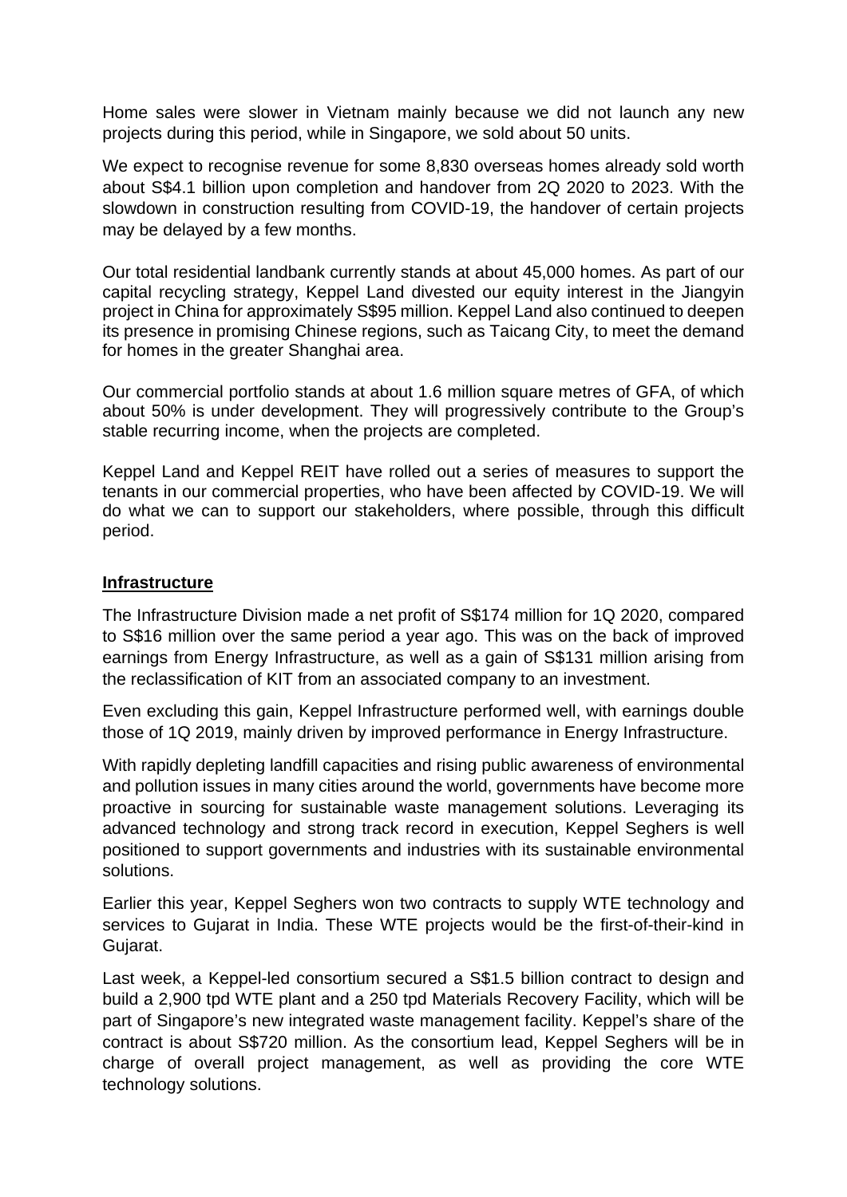Home sales were slower in Vietnam mainly because we did not launch any new projects during this period, while in Singapore, we sold about 50 units.

We expect to recognise revenue for some 8,830 overseas homes already sold worth about S$4.1 billion upon completion and handover from 2Q 2020 to 2023. With the slowdown in construction resulting from COVID-19, the handover of certain projects may be delayed by a few months.

Our total residential landbank currently stands at about 45,000 homes. As part of our capital recycling strategy, Keppel Land divested our equity interest in the Jiangyin project in China for approximately S$95 million. Keppel Land also continued to deepen its presence in promising Chinese regions, such as Taicang City, to meet the demand for homes in the greater Shanghai area.

Our commercial portfolio stands at about 1.6 million square metres of GFA, of which about 50% is under development. They will progressively contribute to the Group's stable recurring income, when the projects are completed.

Keppel Land and Keppel REIT have rolled out a series of measures to support the tenants in our commercial properties, who have been affected by COVID-19. We will do what we can to support our stakeholders, where possible, through this difficult period.

## Infrastructure

The Infrastructure Division made a net profit of S$174 million for 1Q 2020, compared to S$16 million over the same period a year ago. This was on the back of improved earnings from Energy Infrastructure, as well as a gain of S$131 million arising from the reclassification of KIT from an associated company to an investment.

Even excluding this gain, Keppel Infrastructure performed well, with earnings double those of 1Q 2019, mainly driven by improved performance in Energy Infrastructure.

With rapidly depleting landfill capacities and rising public awareness of environmental and pollution issues in many cities around the world, governments have become more proactive in sourcing for sustainable waste management solutions. Leveraging its advanced technology and strong track record in execution, Keppel Seghers is well positioned to support governments and industries with its sustainable environmental solutions.

Earlier this year, Keppel Seghers won two contracts to supply WTE technology and services to Gujarat in India. These WTE projects would be the first-of-their-kind in Gujarat.

Last week, a Keppel-led consortium secured a S$1.5 billion contract to design and build a 2,900 tpd WTE plant and a 250 tpd Materials Recovery Facility, which will be part of Singapore's new integrated waste management facility. Keppel's share of the contract is about S$720 million. As the consortium lead, Keppel Seghers will be in charge of overall project management, as well as providing the core WTE technology solutions.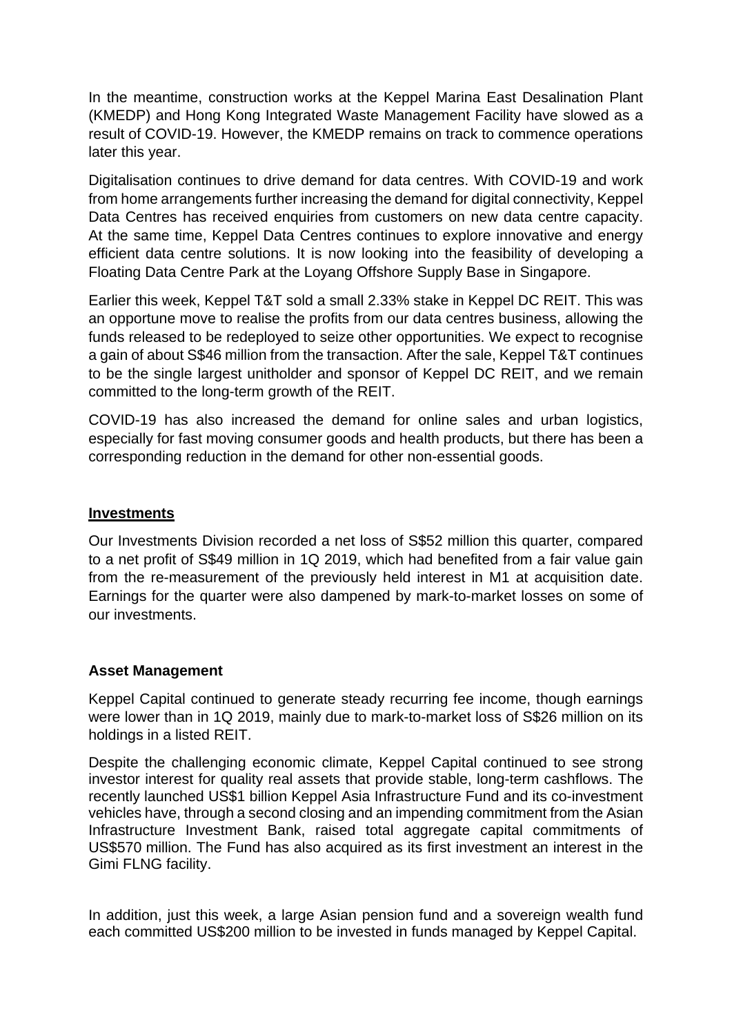In the meantime, construction works at the Keppel Marina East Desalination Plant (KMEDP) and Hong Kong Integrated Waste Management Facility have slowed as a result of COVID-19. However, the KMEDP remains on track to commence operations later this year.

Digitalisation continues to drive demand for data centres. With COVID-19 and work from home arrangements further increasing the demand for digital connectivity, Keppel Data Centres has received enquiries from customers on new data centre capacity. At the same time, Keppel Data Centres continues to explore innovative and energy efficient data centre solutions. It is now looking into the feasibility of developing a Floating Data Centre Park at the Loyang Offshore Supply Base in Singapore.

Earlier this week, Keppel T&T sold a small 2.33% stake in Keppel DC REIT. This was an opportune move to realise the profits from our data centres business, allowing the funds released to be redeployed to seize other opportunities. We expect to recognise a gain of about S$46 million from the transaction. After the sale, Keppel T&T continues to be the single largest unitholder and sponsor of Keppel DC REIT, and we remain committed to the long-term growth of the REIT.

COVID-19 has also increased the demand for online sales and urban logistics, especially for fast moving consumer goods and health products, but there has been a corresponding reduction in the demand for other non-essential goods.

## Investments

Our Investments Division recorded a net loss of S$52 million this quarter, compared to a net profit of S$49 million in 1Q 2019, which had benefited from a fair value gain from the re-measurement of the previously held interest in M1 at acquisition date. Earnings for the quarter were also dampened by mark-to-market losses on some of our investments.

### Asset Management

Keppel Capital continued to generate steady recurring fee income, though earnings were lower than in 1Q 2019, mainly due to mark-to-market loss of S$26 million on its holdings in a listed REIT.

Despite the challenging economic climate, Keppel Capital continued to see strong investor interest for quality real assets that provide stable, long-term cashflows. The recently launched US$1 billion Keppel Asia Infrastructure Fund and its co-investment vehicles have, through a second closing and an impending commitment from the Asian Infrastructure Investment Bank, raised total aggregate capital commitments of US$570 million. The Fund has also acquired as its first investment an interest in the Gimi FLNG facility.

In addition, just this week, a large Asian pension fund and a sovereign wealth fund each committed US$200 million to be invested in funds managed by Keppel Capital.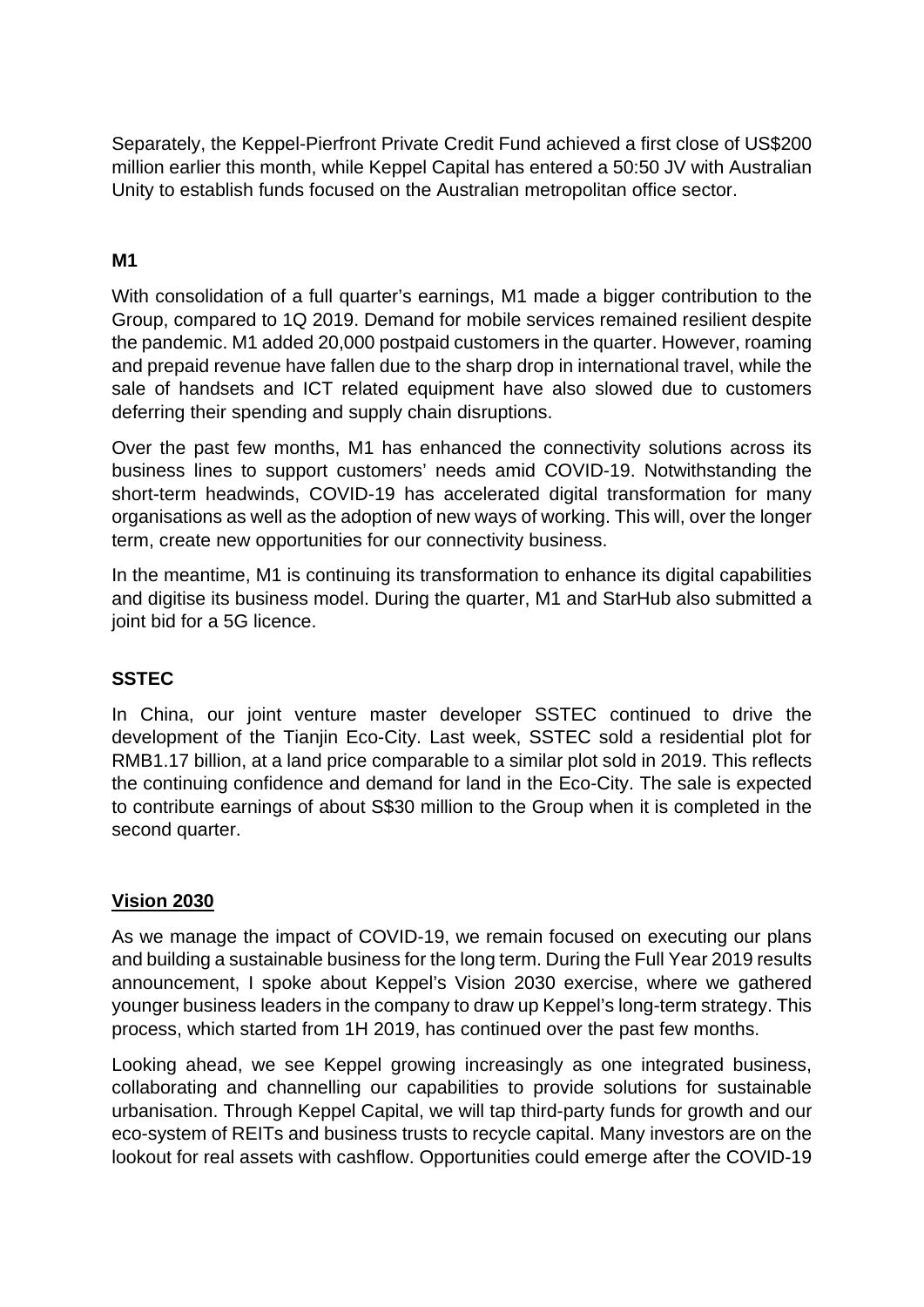Separately, the Keppel-Pierfront Private Credit Fund achieved a first close of US$200 million earlier this month, while Keppel Capital has entered a 50:50 JV with Australian Unity to establish funds focused on the Australian metropolitan office sector.

**M1**

With consolidation of a full quarter's earnings, M1 made a bigger contribution to the Group, compared to 1Q 2019. Demand for mobile services remained resilient despite the pandemic. M1 added 20,000 postpaid customers in the quarter. However, roaming and prepaid revenue have fallen due to the sharp drop in international travel, while the sale of handsets and ICT related equipment have also slowed due to customers deferring their spending and supply chain disruptions.

Over the past few months, M1 has enhanced the connectivity solutions across its business lines to support customers' needs amid COVID-19. Notwithstanding the short-term headwinds, COVID-19 has accelerated digital transformation for many organisations as well as the adoption of new ways of working. This will, over the longer term, create new opportunities for our connectivity business.

In the meantime, M1 is continuing its transformation to enhance its digital capabilities and digitise its business model. During the quarter, M1 and StarHub also submitted a joint bid for a 5G licence.

**SSTEC**

In China, our joint venture master developer SSTEC continued to drive the development of the Tianjin Eco-City. Last week, SSTEC sold a residential plot for RMB1.17 billion, at a land price comparable to a similar plot sold in 2019. This reflects the continuing confidence and demand for land in the Eco-City. The sale is expected to contribute earnings of about S$30 million to the Group when it is completed in the second quarter.

**Vision 2030**

As we manage the impact of COVID-19, we remain focused on executing our plans and building a sustainable business for the long term. During the Full Year 2019 results announcement, I spoke about Keppel's Vision 2030 exercise, where we gathered younger business leaders in the company to draw up Keppel's long-term strategy. This process, which started from 1H 2019, has continued over the past few months.

Looking ahead, we see Keppel growing increasingly as one integrated business, collaborating and channelling our capabilities to provide solutions for sustainable urbanisation. Through Keppel Capital, we will tap third-party funds for growth and our eco-system of REITs and business trusts to recycle capital. Many investors are on the lookout for real assets with cashflow. Opportunities could emerge after the COVID-19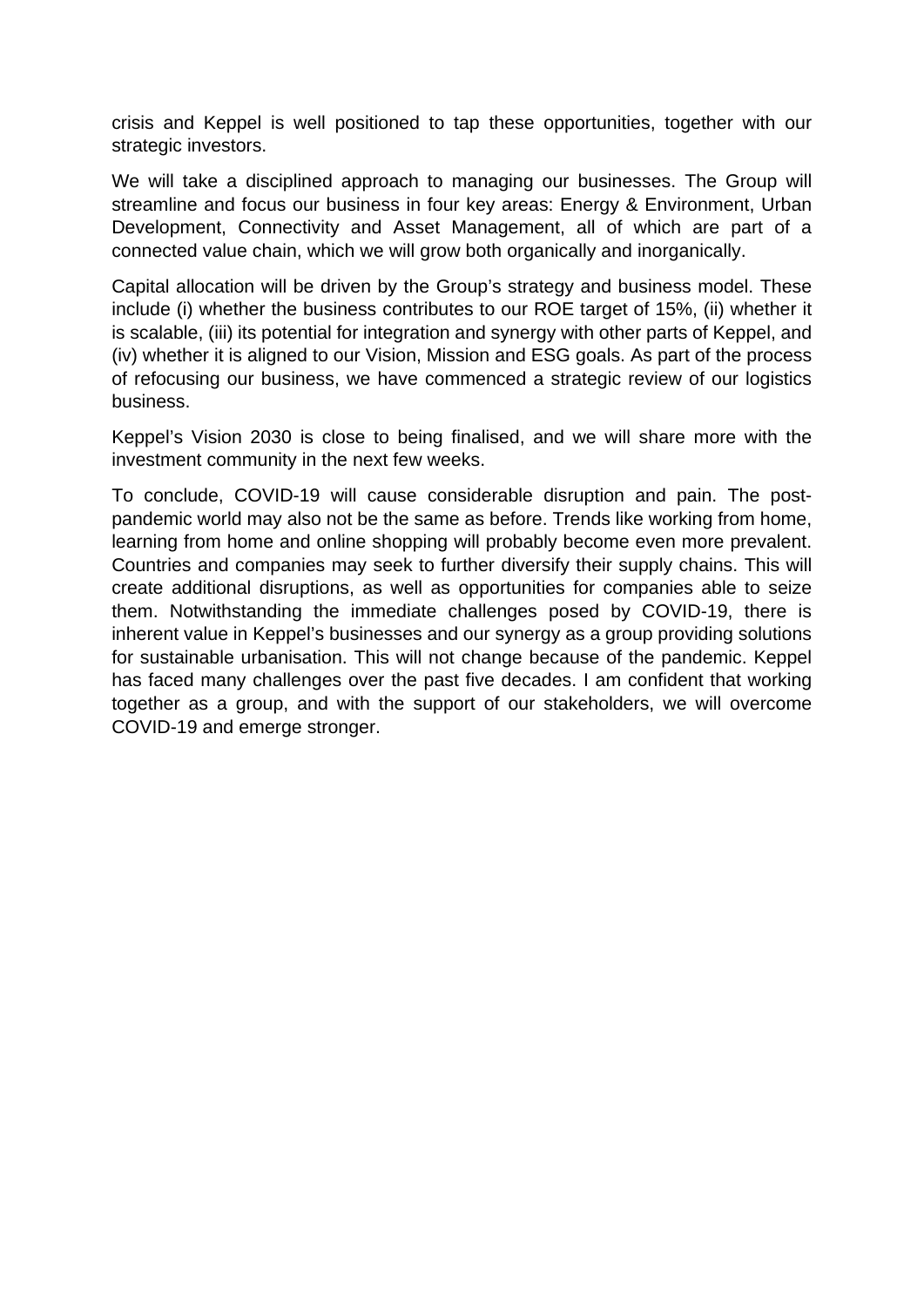crisis and Keppel is well positioned to tap these opportunities, together with our strategic investors.

We will take a disciplined approach to managing our businesses. The Group will streamline and focus our business in four key areas: Energy & Environment, Urban Development, Connectivity and Asset Management, all of which are part of a connected value chain, which we will grow both organically and inorganically.

Capital allocation will be driven by the Group's strategy and business model. These include (i) whether the business contributes to our ROE target of 15%, (ii) whether it is scalable, (iii) its potential for integration and synergy with other parts of Keppel, and (iv) whether it is aligned to our Vision, Mission and ESG goals. As part of the process of refocusing our business, we have commenced a strategic review of our logistics business.

Keppel's Vision 2030 is close to being finalised, and we will share more with the investment community in the next few weeks.

To conclude, COVID-19 will cause considerable disruption and pain. The post-pandemic world may also not be the same as before. Trends like working from home, learning from home and online shopping will probably become even more prevalent. Countries and companies may seek to further diversify their supply chains. This will create additional disruptions, as well as opportunities for companies able to seize them. Notwithstanding the immediate challenges posed by COVID-19, there is inherent value in Keppel's businesses and our synergy as a group providing solutions for sustainable urbanisation. This will not change because of the pandemic. Keppel has faced many challenges over the past five decades. I am confident that working together as a group, and with the support of our stakeholders, we will overcome COVID-19 and emerge stronger.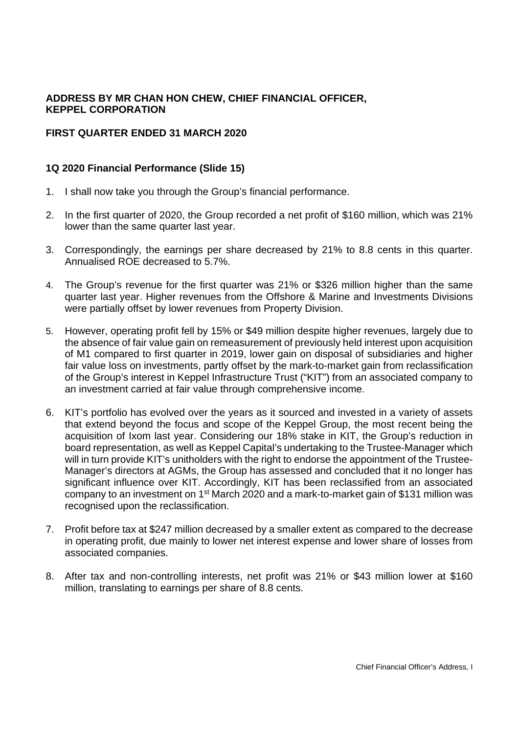**ADDRESS BY MR CHAN HON CHEW, CHIEF FINANCIAL OFFICER, KEPPEL CORPORATION**

**FIRST QUARTER ENDED 31 MARCH 2020**

**1Q 2020 Financial Performance (Slide 15)**

1. I shall now take you through the Group's financial performance.

2. In the first quarter of 2020, the Group recorded a net profit of \$160 million, which was 21% lower than the same quarter last year.

3. Correspondingly, the earnings per share decreased by 21% to 8.8 cents in this quarter. Annualised ROE decreased to 5.7%.

4. The Group's revenue for the first quarter was 21% or \$326 million higher than the same quarter last year. Higher revenues from the Offshore & Marine and Investments Divisions were partially offset by lower revenues from Property Division.

5. However, operating profit fell by 15% or \$49 million despite higher revenues, largely due to the absence of fair value gain on remeasurement of previously held interest upon acquisition of M1 compared to first quarter in 2019, lower gain on disposal of subsidiaries and higher fair value loss on investments, partly offset by the mark-to-market gain from reclassification of the Group's interest in Keppel Infrastructure Trust ("KIT") from an associated company to an investment carried at fair value through comprehensive income.

6. KIT's portfolio has evolved over the years as it sourced and invested in a variety of assets that extend beyond the focus and scope of the Keppel Group, the most recent being the acquisition of Ixom last year. Considering our 18% stake in KIT, the Group's reduction in board representation, as well as Keppel Capital's undertaking to the Trustee-Manager which will in turn provide KIT's unitholders with the right to endorse the appointment of the Trustee-Manager's directors at AGMs, the Group has assessed and concluded that it no longer has significant influence over KIT. Accordingly, KIT has been reclassified from an associated company to an investment on 1st March 2020 and a mark-to-market gain of \$131 million was recognised upon the reclassification.

7. Profit before tax at \$247 million decreased by a smaller extent as compared to the decrease in operating profit, due mainly to lower net interest expense and lower share of losses from associated companies.

8. After tax and non-controlling interests, net profit was 21% or \$43 million lower at \$160 million, translating to earnings per share of 8.8 cents.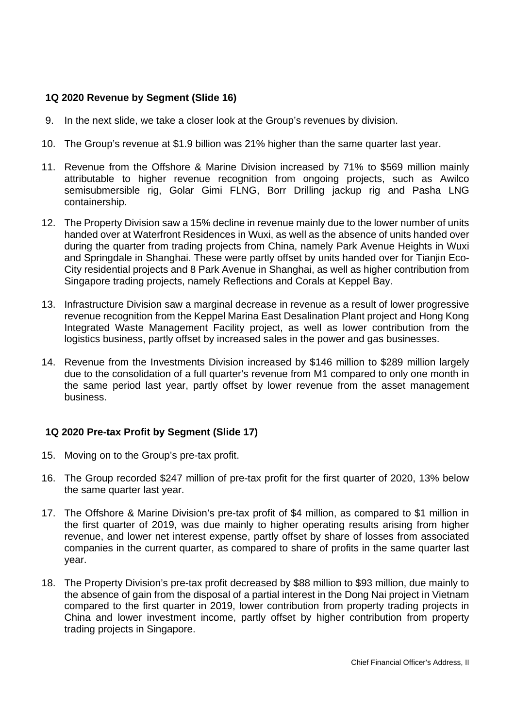### 1Q 2020 Revenue by Segment (Slide 16)

9. In the next slide, we take a closer look at the Group's revenues by division.

10. The Group's revenue at $1.9 billion was 21% higher than the same quarter last year.

11. Revenue from the Offshore & Marine Division increased by 71% to $569 million mainly attributable to higher revenue recognition from ongoing projects, such as Awilco semisubmersible rig, Golar Gimi FLNG, Borr Drilling jackup rig and Pasha LNG containership.

12. The Property Division saw a 15% decline in revenue mainly due to the lower number of units handed over at Waterfront Residences in Wuxi, as well as the absence of units handed over during the quarter from trading projects from China, namely Park Avenue Heights in Wuxi and Springdale in Shanghai. These were partly offset by units handed over for Tianjin Eco-City residential projects and 8 Park Avenue in Shanghai, as well as higher contribution from Singapore trading projects, namely Reflections and Corals at Keppel Bay.

13. Infrastructure Division saw a marginal decrease in revenue as a result of lower progressive revenue recognition from the Keppel Marina East Desalination Plant project and Hong Kong Integrated Waste Management Facility project, as well as lower contribution from the logistics business, partly offset by increased sales in the power and gas businesses.

14. Revenue from the Investments Division increased by $146 million to $289 million largely due to the consolidation of a full quarter's revenue from M1 compared to only one month in the same period last year, partly offset by lower revenue from the asset management business.

### 1Q 2020 Pre-tax Profit by Segment (Slide 17)

15. Moving on to the Group's pre-tax profit.

16. The Group recorded $247 million of pre-tax profit for the first quarter of 2020, 13% below the same quarter last year.

17. The Offshore & Marine Division's pre-tax profit of $4 million, as compared to $1 million in the first quarter of 2019, was due mainly to higher operating results arising from higher revenue, and lower net interest expense, partly offset by share of losses from associated companies in the current quarter, as compared to share of profits in the same quarter last year.

18. The Property Division's pre-tax profit decreased by $88 million to $93 million, due mainly to the absence of gain from the disposal of a partial interest in the Dong Nai project in Vietnam compared to the first quarter in 2019, lower contribution from property trading projects in China and lower investment income, partly offset by higher contribution from property trading projects in Singapore.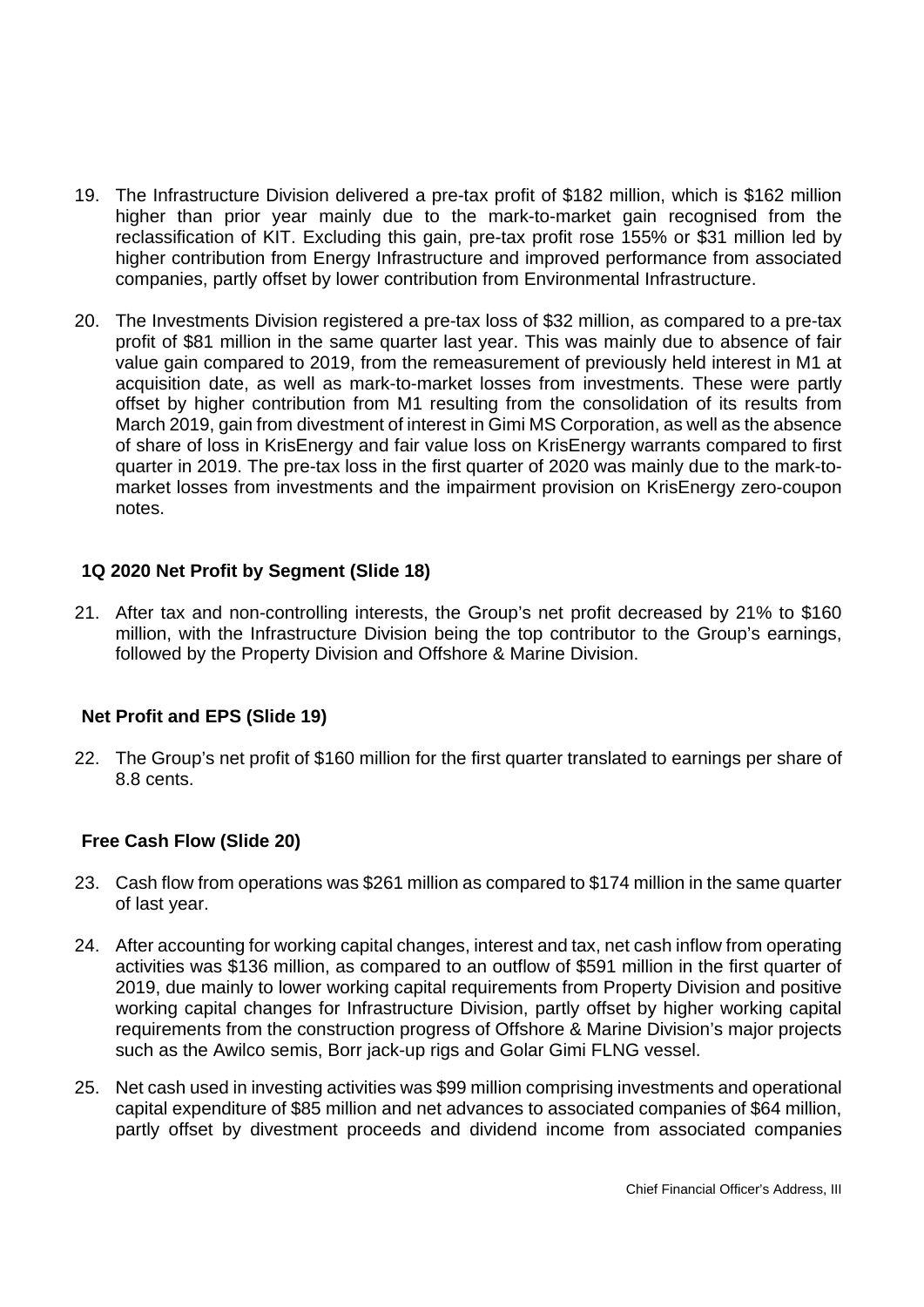19. The Infrastructure Division delivered a pre-tax profit of $182 million, which is $162 million higher than prior year mainly due to the mark-to-market gain recognised from the reclassification of KIT. Excluding this gain, pre-tax profit rose 155% or $31 million led by higher contribution from Energy Infrastructure and improved performance from associated companies, partly offset by lower contribution from Environmental Infrastructure.

20. The Investments Division registered a pre-tax loss of $32 million, as compared to a pre-tax profit of $81 million in the same quarter last year. This was mainly due to absence of fair value gain compared to 2019, from the remeasurement of previously held interest in M1 at acquisition date, as well as mark-to-market losses from investments. These were partly offset by higher contribution from M1 resulting from the consolidation of its results from March 2019, gain from divestment of interest in Gimi MS Corporation, as well as the absence of share of loss in KrisEnergy and fair value loss on KrisEnergy warrants compared to first quarter in 2019. The pre-tax loss in the first quarter of 2020 was mainly due to the mark-to-market losses from investments and the impairment provision on KrisEnergy zero-coupon notes.

### 1Q 2020 Net Profit by Segment (Slide 18)

21. After tax and non-controlling interests, the Group's net profit decreased by 21% to $160 million, with the Infrastructure Division being the top contributor to the Group's earnings, followed by the Property Division and Offshore & Marine Division.

### Net Profit and EPS (Slide 19)

22. The Group's net profit of $160 million for the first quarter translated to earnings per share of 8.8 cents.

### Free Cash Flow (Slide 20)

23. Cash flow from operations was $261 million as compared to $174 million in the same quarter of last year.

24. After accounting for working capital changes, interest and tax, net cash inflow from operating activities was $136 million, as compared to an outflow of $591 million in the first quarter of 2019, due mainly to lower working capital requirements from Property Division and positive working capital changes for Infrastructure Division, partly offset by higher working capital requirements from the construction progress of Offshore & Marine Division's major projects such as the Awilco semis, Borr jack-up rigs and Golar Gimi FLNG vessel.

25. Net cash used in investing activities was $99 million comprising investments and operational capital expenditure of $85 million and net advances to associated companies of $64 million, partly offset by divestment proceeds and dividend income from associated companies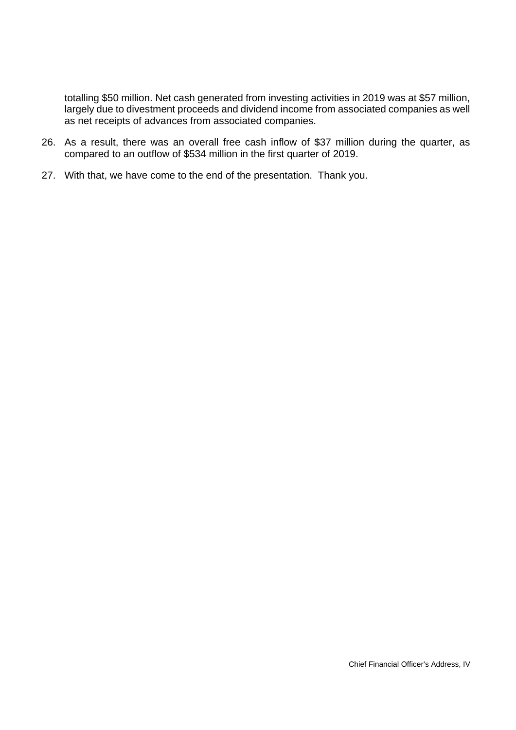totalling $50 million. Net cash generated from investing activities in 2019 was at $57 million, largely due to divestment proceeds and dividend income from associated companies as well as net receipts of advances from associated companies.

26. As a result, there was an overall free cash inflow of $37 million during the quarter, as compared to an outflow of $534 million in the first quarter of 2019.

27. With that, we have come to the end of the presentation. Thank you.